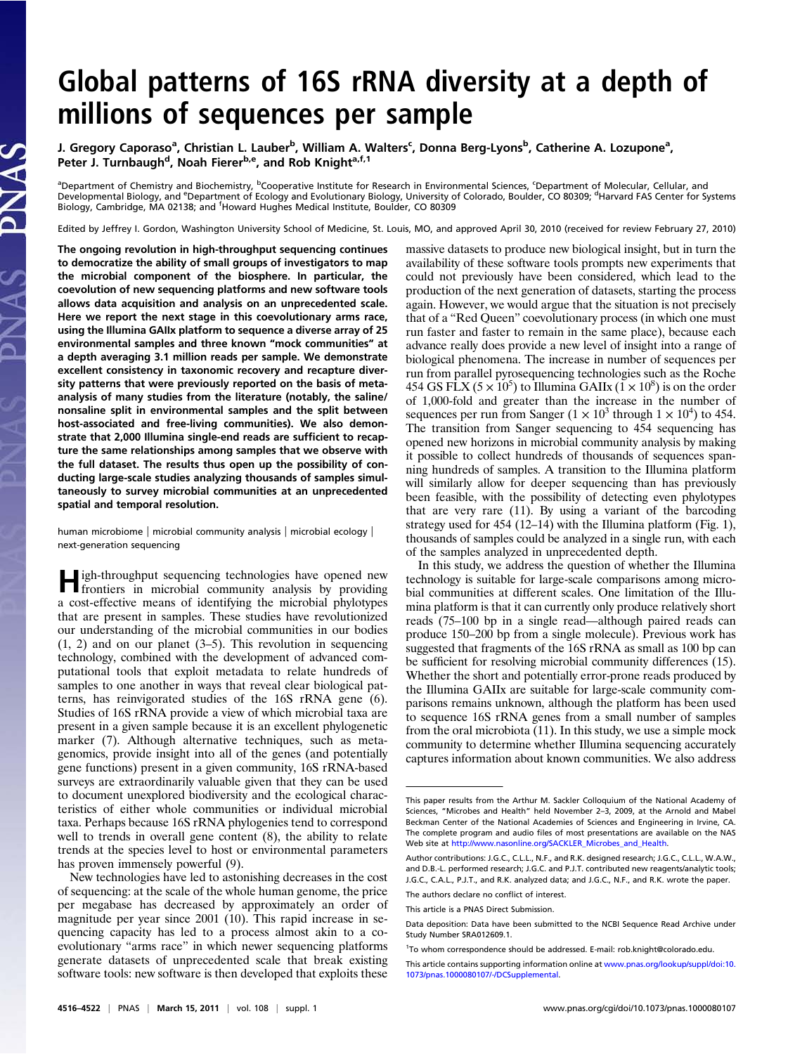# Global patterns of 16S rRNA diversity at a depth of millions of sequences per sample

J. Gregory Caporaso[a], Christian L. Lauber[b], William A. Walters[c], Donna Berg-Lyons[b], Catherine A. Lozupone[a], Peter J. Turnbaugh[d], Noah Fierer[b,e], and Rob Knight[a,f,1]

[a]Department of Chemistry and Biochemistry, [b]Cooperative Institute for Research in Environmental Sciences, [c]Department of Molecular, Cellular, and Developmental Biology, and [e]Department of Ecology and Evolutionary Biology, University of Colorado, Boulder, CO 80309; [d]Harvard FAS Center for Systems Biology, Cambridge, MA 02138; and [f]Howard Hughes Medical Institute, Boulder, CO 80309

Edited by Jeffrey I. Gordon, Washington University School of Medicine, St. Louis, MO, and approved April 30, 2010 (received for review February 27, 2010)

**The ongoing revolution in high-throughput sequencing continues to democratize the ability of small groups of investigators to map the microbial component of the biosphere. In particular, the coevolution of new sequencing platforms and new software tools allows data acquisition and analysis on an unprecedented scale. Here we report the next stage in this coevolutionary arms race, using the Illumina GAIIx platform to sequence a diverse array of 25 environmental samples and three known "mock communities" at a depth averaging 3.1 million reads per sample. We demonstrate excellent consistency in taxonomic recovery and recapture diversity patterns that were previously reported on the basis of metaanalysis of many studies from the literature (notably, the saline/nonsaline split in environmental samples and the split between host-associated and free-living communities). We also demonstrate that 2,000 Illumina single-end reads are sufficient to recapture the same relationships among samples that we observe with the full dataset. The results thus open up the possibility of conducting large-scale studies analyzing thousands of samples simultaneously to survey microbial communities at an unprecedented spatial and temporal resolution.**

human microbiome | microbial community analysis | microbial ecology | next-generation sequencing

High-throughput sequencing technologies have opened new frontiers in microbial community analysis by providing a cost-effective means of identifying the microbial phylotypes that are present in samples. These studies have revolutionized our understanding of the microbial communities in our bodies (1, 2) and on our planet (3–5). This revolution in sequencing technology, combined with the development of advanced computational tools that exploit metadata to relate hundreds of samples to one another in ways that reveal clear biological patterns, has reinvigorated studies of the 16S rRNA gene (6). Studies of 16S rRNA provide a view of which microbial taxa are present in a given sample because it is an excellent phylogenetic marker (7). Although alternative techniques, such as metagenomics, provide insight into all of the genes (and potentially gene functions) present in a given community, 16S rRNA-based surveys are extraordinarily valuable given that they can be used to document unexplored biodiversity and the ecological characteristics of either whole communities or individual microbial taxa. Perhaps because 16S rRNA phylogenies tend to correspond well to trends in overall gene content (8), the ability to relate trends at the species level to host or environmental parameters has proven immensely powerful (9).

New technologies have led to astonishing decreases in the cost of sequencing: at the scale of the whole human genome, the price per megabase has decreased by approximately an order of magnitude per year since 2001 (10). This rapid increase in sequencing capacity has led to a process almost akin to a coevolutionary "arms race" in which newer sequencing platforms generate datasets of unprecedented scale that break existing software tools: new software is then developed that exploits these massive datasets to produce new biological insight, but in turn the availability of these software tools prompts new experiments that could not previously have been considered, which lead to the production of the next generation of datasets, starting the process again. However, we would argue that the situation is not precisely that of a "Red Queen" coevolutionary process (in which one must run faster and faster to remain in the same place), because each advance really does provide a new level of insight into a range of biological phenomena. The increase in number of sequences per run from parallel pyrosequencing technologies such as the Roche 454 GS FLX ($5 \times 10^5$) to Illumina GAIIx ($1 \times 10^8$) is on the order of 1,000-fold and greater than the increase in the number of sequences per run from Sanger ($1 \times 10^3$ through $1 \times 10^4$) to 454. The transition from Sanger sequencing to 454 sequencing has opened new horizons in microbial community analysis by making it possible to collect hundreds of thousands of sequences spanning hundreds of samples. A transition to the Illumina platform will similarly allow for deeper sequencing than has previously been feasible, with the possibility of detecting even phylotypes that are very rare (11). By using a variant of the barcoding strategy used for 454 (12–14) with the Illumina platform (Fig. 1), thousands of samples could be analyzed in a single run, with each of the samples analyzed in unprecedented depth.

In this study, we address the question of whether the Illumina technology is suitable for large-scale comparisons among microbial communities at different scales. One limitation of the Illumina platform is that it can currently only produce relatively short reads (75–100 bp in a single read—although paired reads can produce 150–200 bp from a single molecule). Previous work has suggested that fragments of the 16S rRNA as small as 100 bp can be sufficient for resolving microbial community differences (15). Whether the short and potentially error-prone reads produced by the Illumina GAIIx are suitable for large-scale community comparisons remains unknown, although the platform has been used to sequence 16S rRNA genes from a small number of samples from the oral microbiota (11). In this study, we use a simple mock community to determine whether Illumina sequencing accurately captures information about known communities. We also address

---

This paper results from the Arthur M. Sackler Colloquium of the National Academy of Sciences, "Microbes and Health" held November 2–3, 2009, at the Arnold and Mabel Beckman Center of the National Academies of Sciences and Engineering in Irvine, CA. The complete program and audio files of most presentations are available on the NAS Web site at http://www.nasonline.org/SACKLER_Microbes_and_Health.

Author contributions: J.G.C., C.L.L., N.F., and R.K. designed research; J.G.C., C.L.L., W.A.W., and D.B.-L. performed research; J.G.C. and P.J.T. contributed new reagents/analytic tools; J.G.C., C.A.L., P.J.T., and R.K. analyzed data; and J.G.C., N.F., and R.K. wrote the paper.

The authors declare no conflict of interest.

This article is a PNAS Direct Submission.

Data deposition: Data have been submitted to the NCBI Sequence Read Archive under Study Number SRA012609.1.

[1]To whom correspondence should be addressed. E-mail: rob.knight@colorado.edu.

This article contains supporting information online at www.pnas.org/lookup/suppl/doi:10.1073/pnas.1000080107/-/DCSupplemental.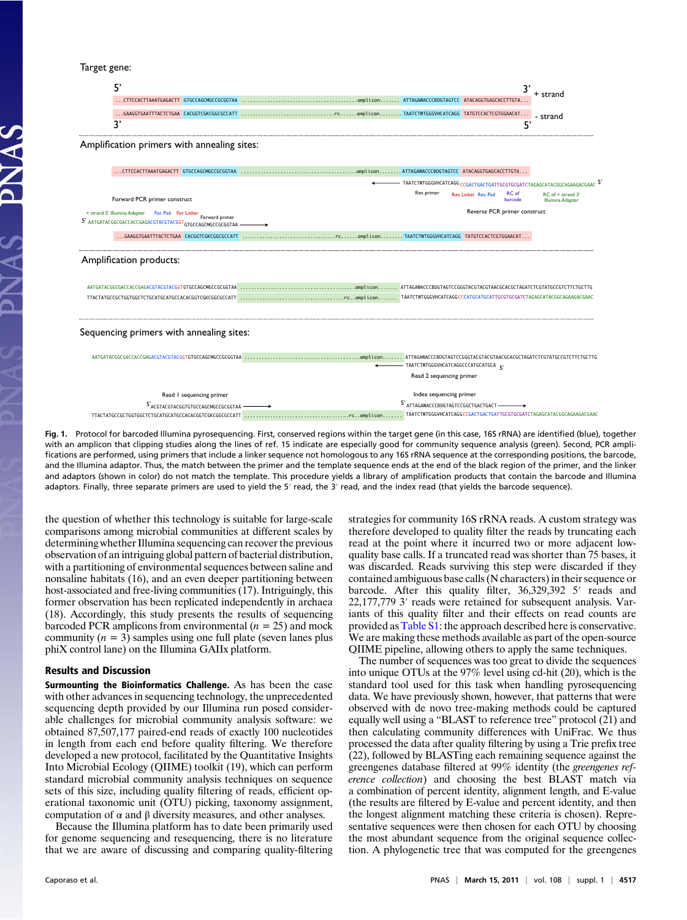Target gene:

```
5'                                                                                                    3'
...CTTCCACTTAAATGAGACTT GTGCCAGCMGCCGCGGTAA .......................................amplicon....... ATTAGAWACCCBDGTAGTCC ATACAGGTGAGCACCTTGTA...   + strand
...GAAGGTGAATTTACTCTGAA CACGGTCGKCGGCGCCATT ................................rc......amplicon........ TAATCTWTGGGVHCATCAGG TATGTCCACTCGTGGAACAT...   - strand
3'                                                                                                    5'
```

Amplification primers with annealing sites:

```
...CTTCCACTTAAATGAGACTT GTGCCAGCMGCCGCGGTAA .......................................amplicon....... ATTAGAWACCCBDGTAGTCC ATACAGGTGAGCACCTTGTA...
                                                                        <------ TAATCTWTGGGVHCATCAGG CCGACTGACTGATTGCGTGCGATCTAGAGCATACGGCAGAAGACGAAC 5'
                                                                                Rev. primer   Rev. Linker Rev. Pad  RC of barcode  RC of + strand 3' Illumina Adapter
Forward PCR primer construct                                                                  Reverse PCR primer construct
+ strand 5' Illumina Adapter   For. Pad  For. Linker  Forward primer
5' AATGATACGGCGACCACCGAGACGTACGTACGGT GTGCCAGCMGCCGCGGTAA ------>
...GAAGGTGAATTTACTCTGAA CACGGTCGKCGGCGCCATT ................................rc......amplicon........ TAATCTWTGGGVHCATCAGG TATGTCCACTCGTGGAACAT...
```

Amplification products:

```
AATGATACGGCGACCACCGAGACGTACGTACGGTGTGCCAGCMGCCGCGGTAA .......................................amplicon....... ATTAGAWACCCBDGTAGTCCGGCTGACTGACTAACGCACGCTAGATCTCGTATGCCGTCTTCTGCTTG
TTACTATGCCGCTGGTGGCTCTGCATGCATGCCACACGGTCGKCGGCGCCATT ....................................rc..amplicon....... TAATCTWTGGGVHCATCAGGCCCATGCATGCATTGCGTGCGATCTAGAGCATACGGCAGAAGACGAAC
```

Sequencing primers with annealing sites:

```
AATGATACGGCGACCACCGAGACGTACGTACGGTGTGCCAGCMGCCGCGGTAA .......................................amplicon....... ATTAGAWACCCBDGTAGTCCGGCTGACTGACTAACGCACGCTAGATCTCGTATGCCGTCTTCTGCTTG
                                                                        <------ TAATCTWTGGGVHCATCAGGCCCATGCATGCA 5'
                                                                                Read 2 sequencing primer
Read 1 sequencing primer                                                        Index sequencing primer
5' ACGTACGTACGGTGTGCCAGCMGCCGCGGTAA ------>                                     5' ATTAGAWACCCBDGTAGTCCGGCTGACTGACT ------>
TTACTATGCCGCTGGTGGCTCTGCATGCATGCCACACGGTCGKCGGCGCCATT ....................................rc..amplicon....... TAATCTWTGGGVHCATCAGGCCGACTGACTGATTGCGTGCGATCTAGAGCATACGGCAGAAGACGAAC
```

**Fig. 1.** Protocol for barcoded Illumina pyrosequencing. First, conserved regions within the target gene (in this case, 16S rRNA) are identified (blue), together with an amplicon that clipping studies along the lines of ref. 15 indicate are especially good for community sequence analysis (green). Second, PCR amplifications are performed, using primers that include a linker sequence not homologous to any 16S rRNA sequence at the corresponding positions, the barcode, and the Illumina adaptor. Thus, the match between the primer and the template sequence ends at the end of the black region of the primer, and the linker and adaptors (shown in color) do not match the template. This procedure yields a library of amplification products that contain the barcode and Illumina adaptors. Finally, three separate primers are used to yield the 5′ read, the 3′ read, and the index read (that yields the barcode sequence).

the question of whether this technology is suitable for large-scale comparisons among microbial communities at different scales by determining whether Illumina sequencing can recover the previous observation of an intriguing global pattern of bacterial distribution, with a partitioning of environmental sequences between saline and nonsaline habitats (16), and an even deeper partitioning between host-associated and free-living communities (17). Intriguingly, this former observation has been replicated independently in archaea (18). Accordingly, this study presents the results of sequencing barcoded PCR amplicons from environmental ($n = 25$) and mock community ($n = 3$) samples using one full plate (seven lanes plus phiX control lane) on the Illumina GAIIx platform.

## Results and Discussion

**Surmounting the Bioinformatics Challenge.** As has been the case with other advances in sequencing technology, the unprecedented sequencing depth provided by our Illumina run posed considerable challenges for microbial community analysis software: we obtained 87,507,177 paired-end reads of exactly 100 nucleotides in length from each end before quality filtering. We therefore developed a new protocol, facilitated by the Quantitative Insights Into Microbial Ecology (QIIME) toolkit (19), which can perform standard microbial community analysis techniques on sequence sets of this size, including quality filtering of reads, efficient operational taxonomic unit (OTU) picking, taxonomy assignment, computation of α and β diversity measures, and other analyses.

Because the Illumina platform has to date been primarily used for genome sequencing and resequencing, there is no literature that we are aware of discussing and comparing quality-filtering strategies for community 16S rRNA reads. A custom strategy was therefore developed to quality filter the reads by truncating each read at the point where it incurred two or more adjacent low-quality base calls. If a truncated read was shorter than 75 bases, it was discarded. Reads surviving this step were discarded if they contained ambiguous base calls (N characters) in their sequence or barcode. After this quality filter, 36,329,392 5′ reads and 22,177,779 3′ reads were retained for subsequent analysis. Variants of this quality filter and their effects on read counts are provided as Table S1: the approach described here is conservative. We are making these methods available as part of the open-source QIIME pipeline, allowing others to apply the same techniques.

The number of sequences was too great to divide the sequences into unique OTUs at the 97% level using cd-hit (20), which is the standard tool used for this task when handling pyrosequencing data. We have previously shown, however, that patterns that were observed with de novo tree-making methods could be captured equally well using a "BLAST to reference tree" protocol (21) and then calculating community differences with UniFrac. We thus processed the data after quality filtering by using a Trie prefix tree (22), followed by BLASTing each remaining sequence against the greengenes database filtered at 99% identity (the *greengenes reference collection*) and choosing the best BLAST match via a combination of percent identity, alignment length, and E-value (the results are filtered by E-value and percent identity, and then the longest alignment matching these criteria is chosen). Representative sequences were then chosen for each OTU by choosing the most abundant sequence from the original sequence collection. A phylogenetic tree that was computed for the greengenes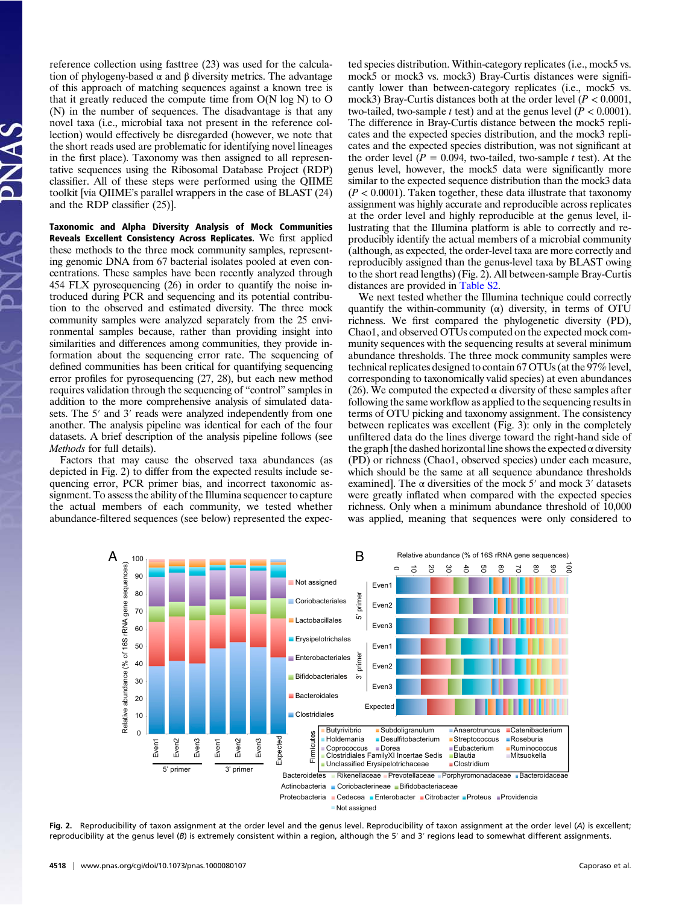reference collection using fasttree (23) was used for the calculation of phylogeny-based α and β diversity metrics. The advantage of this approach of matching sequences against a known tree is that it greatly reduced the compute time from O(N log N) to O(N) in the number of sequences. The disadvantage is that any novel taxa (i.e., microbial taxa not present in the reference collection) would effectively be disregarded (however, we note that the short reads used are problematic for identifying novel lineages in the first place). Taxonomy was then assigned to all representative sequences using the Ribosomal Database Project (RDP) classifier. All of these steps were performed using the QIIME toolkit [via QIIME's parallel wrappers in the case of BLAST (24) and the RDP classifier (25)].

**Taxonomic and Alpha Diversity Analysis of Mock Communities Reveals Excellent Consistency Across Replicates.** We first applied these methods to the three mock community samples, representing genomic DNA from 67 bacterial isolates pooled at even concentrations. These samples have been recently analyzed through 454 FLX pyrosequencing (26) in order to quantify the noise introduced during PCR and sequencing and its potential contribution to the observed and estimated diversity. The three mock community samples were analyzed separately from the 25 environmental samples because, rather than providing insight into similarities and differences among communities, they provide information about the sequencing error rate. The sequencing of defined communities has been critical for quantifying sequencing error profiles for pyrosequencing (27, 28), but each new method requires validation through the sequencing of "control" samples in addition to the more comprehensive analysis of simulated datasets. The 5′ and 3′ reads were analyzed independently from one another. The analysis pipeline was identical for each of the four datasets. A brief description of the analysis pipeline follows (see *Methods* for full details).

Factors that may cause the observed taxa abundances (as depicted in Fig. 2) to differ from the expected results include sequencing error, PCR primer bias, and incorrect taxonomic assignment. To assess the ability of the Illumina sequencer to capture the actual members of each community, we tested whether the abundance-filtered sequences (see below) represented the expected species distribution. Within-category replicates (i.e., mock5 vs. mock5 or mock3 vs. mock3) Bray-Curtis distances were significantly lower than between-category replicates (i.e., mock5 vs. mock3) Bray-Curtis distances both at the order level ($P < 0.0001$, two-tailed, two-sample *t* test) and at the genus level ($P < 0.0001$). The difference in Bray-Curtis distance between the mock5 replicates and the expected species distribution, and the mock3 replicates and the expected species distribution, was not significant at the order level ($P = 0.094$, two-tailed, two-sample *t* test). At the genus level, however, the mock5 data were significantly more similar to the expected sequence distribution than the mock3 data ($P < 0.0001$). Taken together, these data illustrate that taxonomy assignment was highly accurate and reproducible across replicates at the order level and highly reproducible at the genus level, illustrating that the Illumina platform is able to correctly and reproducibly identify the actual members of a microbial community (although, as expected, the order-level taxa are more correctly and reproducibly assigned than the genus-level taxa by BLAST owing to the short read lengths) (Fig. 2). All between-sample Bray-Curtis distances are provided in Table S2.

We next tested whether the Illumina technique could correctly quantify the within-community (α) diversity, in terms of OTU richness. We first compared the phylogenetic diversity (PD), Chao1, and observed OTUs computed on the expected mock community sequences with the sequencing results at several minimum abundance thresholds. The three mock community samples were technical replicates designed to contain 67 OTUs (at the 97% level, corresponding to taxonomically valid species) at even abundances (26). We computed the expected α diversity of these samples after following the same workflow as applied to the sequencing results in terms of OTU picking and taxonomy assignment. The consistency between replicates was excellent (Fig. 3): only in the completely unfiltered data do the lines diverge toward the right-hand side of the graph [the dashed horizontal line shows the expected α diversity (PD) or richness (Chao1, observed species) under each measure, which should be the same at all sequence abundance thresholds examined]. The α diversities of the mock 5′ and mock 3′ datasets were greatly inflated when compared with the expected species richness. Only when a minimum abundance threshold of 10,000 was applied, meaning that sequences were only considered to

Fig. 2. Reproducibility of taxon assignment at the order level and the genus level. Reproducibility of taxon assignment at the order level (*A*) is excellent; reproducibility at the genus level (*B*) is extremely consistent within a region, although the 5′ and 3′ regions lead to somewhat different assignments.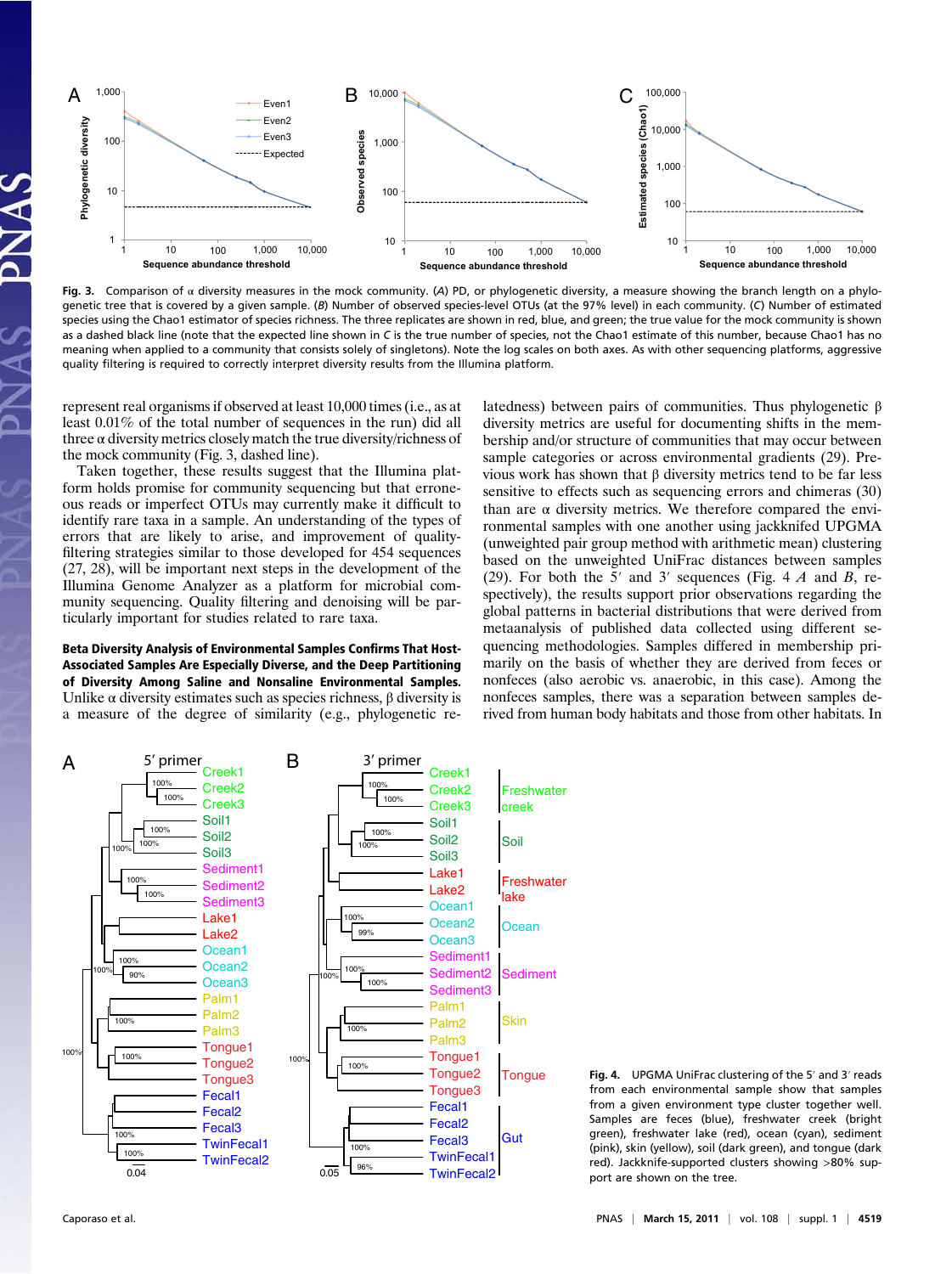**Fig. 3.** Comparison of α diversity measures in the mock community. (*A*) PD, or phylogenetic diversity, a measure showing the branch length on a phylogenetic tree that is covered by a given sample. (*B*) Number of observed species-level OTUs (at the 97% level) in each community. (*C*) Number of estimated species using the Chao1 estimator of species richness. The three replicates are shown in red, blue, and green; the true value for the mock community is shown as a dashed black line (note that the expected line shown in *C* is the true number of species, not the Chao1 estimate of this number, because Chao1 has no meaning when applied to a community that consists solely of singletons). Note the log scales on both axes. As with other sequencing platforms, aggressive quality filtering is required to correctly interpret diversity results from the Illumina platform.

represent real organisms if observed at least 10,000 times (i.e., as at least 0.01% of the total number of sequences in the run) did all three α diversity metrics closely match the true diversity/richness of the mock community (Fig. 3, dashed line).

Taken together, these results suggest that the Illumina platform holds promise for community sequencing but that erroneous reads or imperfect OTUs may currently make it difficult to identify rare taxa in a sample. An understanding of the types of errors that are likely to arise, and improvement of quality-filtering strategies similar to those developed for 454 sequences (27, 28), will be important next steps in the development of the Illumina Genome Analyzer as a platform for microbial community sequencing. Quality filtering and denoising will be particularly important for studies related to rare taxa.

**Beta Diversity Analysis of Environmental Samples Confirms That Host-Associated Samples Are Especially Diverse, and the Deep Partitioning of Diversity Among Saline and Nonsaline Environmental Samples.** Unlike α diversity estimates such as species richness, β diversity is a measure of the degree of similarity (e.g., phylogenetic relatedness) between pairs of communities. Thus phylogenetic β diversity metrics are useful for documenting shifts in the membership and/or structure of communities that may occur between sample categories or across environmental gradients (29). Previous work has shown that β diversity metrics tend to be far less sensitive to effects such as sequencing errors and chimeras (30) than are α diversity metrics. We therefore compared the environmental samples with one another using jackknifed UPGMA (unweighted pair group method with arithmetic mean) clustering based on the unweighted UniFrac distances between samples (29). For both the 5′ and 3′ sequences (Fig. 4 *A* and *B*, respectively), the results support prior observations regarding the global patterns in bacterial distributions that were derived from metaanalysis of published data collected using different sequencing methodologies. Samples differed in membership primarily on the basis of whether they are derived from feces or nonfeces (also aerobic vs. anaerobic, in this case). Among the nonfeces samples, there was a separation between samples derived from human body habitats and those from other habitats. In

**Fig. 4.** UPGMA UniFrac clustering of the 5′ and 3′ reads from each environmental sample show that samples from a given environment type cluster together well. Samples are feces (blue), freshwater creek (bright green), freshwater lake (red), ocean (cyan), sediment (pink), skin (yellow), soil (dark green), and tongue (dark red). Jackknife-supported clusters showing >80% support are shown on the tree.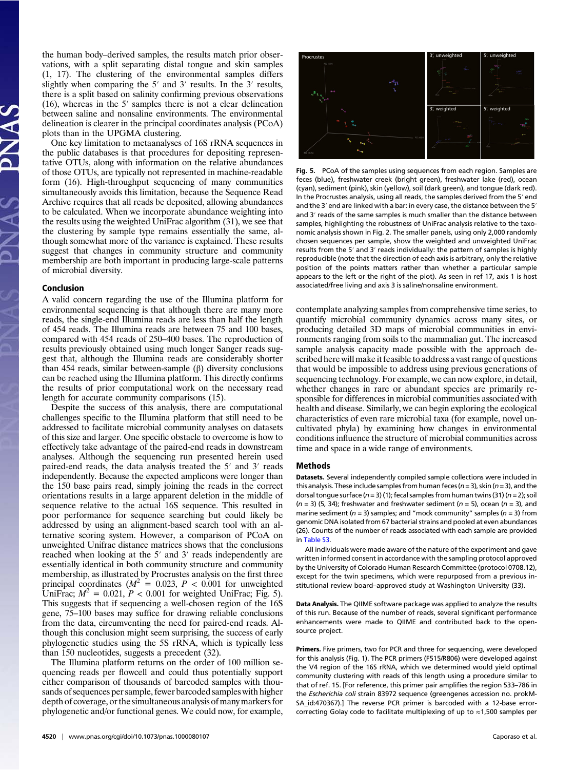the human body–derived samples, the results match prior observations, with a split separating distal tongue and skin samples (1, 17). The clustering of the environmental samples differs slightly when comparing the 5′ and 3′ results. In the 3′ results, there is a split based on salinity confirming previous observations (16), whereas in the 5′ samples there is not a clear delineation between saline and nonsaline environments. The environmental delineation is clearer in the principal coordinates analysis (PCoA) plots than in the UPGMA clustering.

One key limitation to metaanalyses of 16S rRNA sequences in the public databases is that procedures for depositing representative OTUs, along with information on the relative abundances of those OTUs, are typically not represented in machine-readable form (16). High-throughput sequencing of many communities simultaneously avoids this limitation, because the Sequence Read Archive requires that all reads be deposited, allowing abundances to be calculated. When we incorporate abundance weighting into the results using the weighted UniFrac algorithm (31), we see that the clustering by sample type remains essentially the same, although somewhat more of the variance is explained. These results suggest that changes in community structure and community membership are both important in producing large-scale patterns of microbial diversity.

Fig. 5. PCoA of the samples using sequences from each region. Samples are feces (blue), freshwater creek (bright green), freshwater lake (red), ocean (cyan), sediment (pink), skin (yellow), soil (dark green), and tongue (dark red). In the Procrustes analysis, using all reads, the samples derived from the 5′ end and the 3′ end are linked with a bar: in every case, the distance between the 5′ and 3′ reads of the same samples is much smaller than the distance between samples, highlighting the robustness of UniFrac analysis relative to the taxonomic analysis shown in Fig. 2. The smaller panels, using only 2,000 randomly chosen sequences per sample, show the weighted and unweighted UniFrac results from the 5′ and 3′ reads individually: the pattern of samples is highly reproducible (note that the direction of each axis is arbitrary, only the relative position of the points matters rather than whether a particular sample appears to the left or the right of the plot). As seen in ref 17, axis 1 is host associated/free living and axis 3 is saline/nonsaline environment.

## Conclusion

A valid concern regarding the use of the Illumina platform for environmental sequencing is that although there are many more reads, the single-end Illumina reads are less than half the length of 454 reads. The Illumina reads are between 75 and 100 bases, compared with 454 reads of 250–400 bases. The reproduction of results previously obtained using much longer Sanger reads suggest that, although the Illumina reads are considerably shorter than 454 reads, similar between-sample (β) diversity conclusions can be reached using the Illumina platform. This directly confirms the results of prior computational work on the necessary read length for accurate community comparisons (15).

Despite the success of this analysis, there are computational challenges specific to the Illumina platform that still need to be addressed to facilitate microbial community analyses on datasets of this size and larger. One specific obstacle to overcome is how to effectively take advantage of the paired-end reads in downstream analyses. Although the sequencing run presented herein used paired-end reads, the data analysis treated the 5′ and 3′ reads independently. Because the expected amplicons were longer than the 150 base pairs read, simply joining the reads in the correct orientations results in a large apparent deletion in the middle of sequence relative to the actual 16S sequence. This resulted in poor performance for sequence searching but could likely be addressed by using an alignment-based search tool with an alternative scoring system. However, a comparison of PCoA on unweighted Unifrac distance matrices shows that the conclusions reached when looking at the 5′ and 3′ reads independently are essentially identical in both community structure and community membership, as illustrated by Procrustes analysis on the first three principal coordinates ($M^2$ = 0.023, $P$ < 0.001 for unweighted UniFrac; $M^2$ = 0.021, $P$ < 0.001 for weighted UniFrac; Fig. 5). This suggests that if sequencing a well-chosen region of the 16S gene, 75–100 bases may suffice for drawing reliable conclusions from the data, circumventing the need for paired-end reads. Although this conclusion might seem surprising, the success of early phylogenetic studies using the 5S rRNA, which is typically less than 150 nucleotides, suggests a precedent (32).

The Illumina platform returns on the order of 100 million sequencing reads per flowcell and could thus potentially support either comparison of thousands of barcoded samples with thousands of sequences per sample, fewer barcoded samples with higher depth of coverage, or the simultaneous analysis of many markers for phylogenetic and/or functional genes. We could now, for example, contemplate analyzing samples from comprehensive time series, to quantify microbial community dynamics across many sites, or producing detailed 3D maps of microbial communities in environments ranging from soils to the mammalian gut. The increased sample analysis capacity made possible with the approach described here will make it feasible to address a vast range of questions that would be impossible to address using previous generations of sequencing technology. For example, we can now explore, in detail, whether changes in rare or abundant species are primarily responsible for differences in microbial communities associated with health and disease. Similarly, we can begin exploring the ecological characteristics of even rare microbial taxa (for example, novel uncultivated phyla) by examining how changes in environmental conditions influence the structure of microbial communities across time and space in a wide range of environments.

## Methods

**Datasets.** Several independently compiled sample collections were included in this analysis. These include samples from human feces ($n$ = 3), skin ($n$ = 3), and the dorsal tongue surface ($n$ = 3) (1); fecal samples from human twins (31) ($n$ = 2); soil ($n$ = 3) (5, 34); freshwater and freshwater sediment ($n$ = 5), ocean ($n$ = 3), and marine sediment ($n$ = 3) samples; and "mock community" samples ($n$ = 3) from genomic DNA isolated from 67 bacterial strains and pooled at even abundances (26). Counts of the number of reads associated with each sample are provided in Table S3.

All individuals were made aware of the nature of the experiment and gave written informed consent in accordance with the sampling protocol approved by the University of Colorado Human Research Committee (protocol 0708.12), except for the twin specimens, which were repurposed from a previous institutional review board–approved study at Washington University (33).

**Data Analysis.** The QIIME software package was applied to analyze the results of this run. Because of the number of reads, several significant performance enhancements were made to QIIME and contributed back to the open-source project.

**Primers.** Five primers, two for PCR and three for sequencing, were developed for this analysis (Fig. 1). The PCR primers (F515/R806) were developed against the V4 region of the 16S rRNA, which we determined would yield optimal community clustering with reads of this length using a procedure similar to that of ref. 15. [For reference, this primer pair amplifies the region 533–786 in the *Escherichia coli* strain 83972 sequence (greengenes accession no. prokMSA_id:470367).] The reverse PCR primer is barcoded with a 12-base error-correcting Golay code to facilitate multiplexing of up to ≈1,500 samples per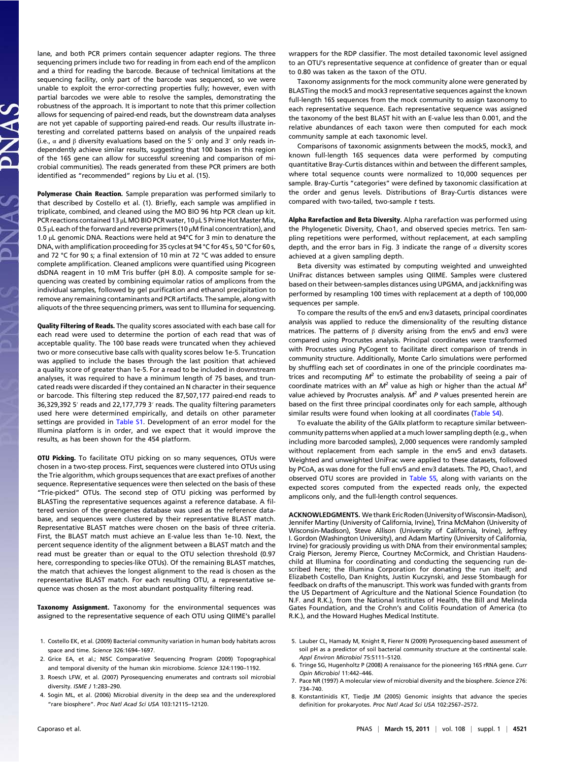lane, and both PCR primers contain sequencer adapter regions. The three sequencing primers include two for reading in from each end of the amplicon and a third for reading the barcode. Because of technical limitations at the sequencing facility, only part of the barcode was sequenced, so we were unable to exploit the error-correcting properties fully; however, even with partial barcodes we were able to resolve the samples, demonstrating the robustness of the approach. It is important to note that this primer collection allows for sequencing of paired-end reads, but the downstream data analyses are not yet capable of supporting paired-end reads. Our results illustrate interesting and correlated patterns based on analysis of the unpaired reads (i.e., α and β diversity evaluations based on the 5′ only and 3′ only reads independently achieve similar results, suggesting that 100 bases in this region of the 16S gene can allow for successful screening and comparison of microbial communities). The reads generated from these PCR primers are both identified as "recommended" regions by Liu et al. (15).

**Polymerase Chain Reaction.** Sample preparation was performed similarly to that described by Costello et al. (1). Briefly, each sample was amplified in triplicate, combined, and cleaned using the MO BIO 96 htp PCR clean up kit. PCR reactions contained 13 μL MO BIO PCR water, 10 μL 5 Prime Hot Master Mix, 0.5 μL each of the forward and reverse primers (10 μM final concentration), and 1.0 μL genomic DNA. Reactions were held at 94°C for 3 min to denature the DNA, with amplification proceeding for 35 cycles at 94 °C for 45 s, 50 °C for 60 s, and 72 °C for 90 s; a final extension of 10 min at 72 °C was added to ensure complete amplification. Cleaned amplicons were quantified using Picogreen dsDNA reagent in 10 mM Tris buffer (pH 8.0). A composite sample for sequencing was created by combining equimolar ratios of amplicons from the individual samples, followed by gel purification and ethanol precipitation to remove any remaining contaminants and PCR artifacts. The sample, along with aliquots of the three sequencing primers, was sent to Illumina for sequencing.

**Quality Filtering of Reads.** The quality scores associated with each base call for each read were used to determine the portion of each read that was of acceptable quality. The 100 base reads were truncated when they achieved two or more consecutive base calls with quality scores below 1e-5. Truncation was applied to include the bases through the last position that achieved a quality score of greater than 1e-5. For a read to be included in downstream analyses, it was required to have a minimum length of 75 bases, and truncated reads were discarded if they contained an N character in their sequence or barcode. This filtering step reduced the 87,507,177 paired-end reads to 36,329,392 5′ reads and 22,177,779 3′ reads. The quality filtering parameters used here were determined empirically, and details on other parameter settings are provided in Table S1. Development of an error model for the Illumina platform is in order, and we expect that it would improve the results, as has been shown for the 454 platform.

**OTU Picking.** To facilitate OTU picking on so many sequences, OTUs were chosen in a two-step process. First, sequences were clustered into OTUs using the Trie algorithm, which groups sequences that are exact prefixes of another sequence. Representative sequences were then selected on the basis of these "Trie-picked" OTUs. The second step of OTU picking was performed by BLASTing the representative sequences against a reference database. A filtered version of the greengenes database was used as the reference database, and sequences were clustered by their representative BLAST match. Representative BLAST matches were chosen on the basis of three criteria. First, the BLAST match must achieve an E-value less than 1e-10. Next, the percent sequence identity of the alignment between a BLAST match and the read must be greater than or equal to the OTU selection threshold (0.97 here, corresponding to species-like OTUs). Of the remaining BLAST matches, the match that achieves the longest alignment to the read is chosen as the representative BLAST match. For each resulting OTU, a representative sequence was chosen as the most abundant postquality filtering read.

**Taxonomy Assignment.** Taxonomy for the environmental sequences was assigned to the representative sequence of each OTU using QIIME's parallel wrappers for the RDP classifier. The most detailed taxonomic level assigned to an OTU's representative sequence at confidence of greater than or equal to 0.80 was taken as the taxon of the OTU.

Taxonomy assignments for the mock community alone were generated by BLASTing the mock5 and mock3 representative sequences against the known full-length 16S sequences from the mock community to assign taxonomy to each representative sequence. Each representative sequence was assigned the taxonomy of the best BLAST hit with an E-value less than 0.001, and the relative abundances of each taxon were then computed for each mock community sample at each taxonomic level.

Comparisons of taxonomic assignments between the mock5, mock3, and known full-length 16S sequences data were performed by computing quantitative Bray-Curtis distances within and between the different samples, where total sequence counts were normalized to 10,000 sequences per sample. Bray-Curtis "categories" were defined by taxonomic classification at the order and genus levels. Distributions of Bray-Curtis distances were compared with two-tailed, two-sample *t* tests.

**Alpha Rarefaction and Beta Diversity.** Alpha rarefaction was performed using the Phylogenetic Diversity, Chao1, and observed species metrics. Ten sampling repetitions were performed, without replacement, at each sampling depth, and the error bars in Fig. 3 indicate the range of α diversity scores achieved at a given sampling depth.

Beta diversity was estimated by computing weighted and unweighted UniFrac distances between samples using QIIME. Samples were clustered based on their between-samples distances using UPGMA, and jackknifing was performed by resampling 100 times with replacement at a depth of 100,000 sequences per sample.

To compare the results of the env5 and env3 datasets, principal coordinates analysis was applied to reduce the dimensionality of the resulting distance matrices. The patterns of β diversity arising from the env5 and env3 were compared using Procrustes analysis. Principal coordinates were transformed with Procrustes using PyCogent to facilitate direct comparison of trends in community structure. Additionally, Monte Carlo simulations were performed by shuffling each set of coordinates in one of the principle coordinates matrices and recomputing $M^2$ to estimate the probability of seeing a pair of coordinate matrices with an $M^2$ value as high or higher than the actual $M^2$ value achieved by Procrustes analysis. $M^2$ and *P* values presented herein are based on the first three principal coordinates only for each sample, although similar results were found when looking at all coordinates (Table S4).

To evaluate the ability of the GAIIx platform to recapture similar between-community patterns when applied at a much lower sampling depth (e.g., when including more barcoded samples), 2,000 sequences were randomly sampled without replacement from each sample in the env5 and env3 datasets. Weighted and unweighted UniFrac were applied to these datasets, followed by PCoA, as was done for the full env5 and env3 datasets. The PD, Chao1, and observed OTU scores are provided in Table S5, along with variants on the expected scores computed from the expected reads only, the expected amplicons only, and the full-length control sequences.

**ACKNOWLEDGMENTS.** We thank Eric Roden (University of Wisconsin-Madison), Jennifer Martiny (University of California, Irvine), Trina McMahon (University of Wisconsin-Madison), Steve Allison (University of California, Irvine), Jeffrey I. Gordon (Washington University), and Adam Martiny (University of California, Irvine) for graciously providing us with DNA from their environmental samples; Craig Pierson, Jeremy Pierce, Courtney McCormick, and Christian Haudenschild at Illumina for coordinating and conducting the sequencing run described here; the Illumina Corporation for donating the run itself; and Elizabeth Costello, Dan Knights, Justin Kuczynski, and Jesse Stombaugh for feedback on drafts of the manuscript. This work was funded with grants from the US Department of Agriculture and the National Science Foundation (to N.F. and R.K.), from the National Institutes of Health, the Bill and Melinda Gates Foundation, and the Crohn's and Colitis Foundation of America (to R.K.), and the Howard Hughes Medical Institute.

1. Costello EK, et al. (2009) Bacterial community variation in human body habitats across space and time. *Science* 326:1694–1697.
2. Grice EA, et al.; NISC Comparative Sequencing Program (2009) Topographical and temporal diversity of the human skin microbiome. *Science* 324:1190–1192.
3. Roesch LFW, et al. (2007) Pyrosequencing enumerates and contrasts soil microbial diversity. *ISME J* 1:283–290.
4. Sogin ML, et al. (2006) Microbial diversity in the deep sea and the underexplored "rare biosphere". *Proc Natl Acad Sci USA* 103:12115–12120.
5. Lauber CL, Hamady M, Knight R, Fierer N (2009) Pyrosequencing-based assessment of soil pH as a predictor of soil bacterial community structure at the continental scale. *Appl Environ Microbiol* 75:5111–5120.
6. Tringe SG, Hugenholtz P (2008) A renaissance for the pioneering 16S rRNA gene. *Curr Opin Microbiol* 11:442–446.
7. Pace NR (1997) A molecular view of microbial diversity and the biosphere. *Science* 276: 734–740.
8. Konstantinidis KT, Tiedje JM (2005) Genomic insights that advance the species definition for prokaryotes. *Proc Natl Acad Sci USA* 102:2567–2572.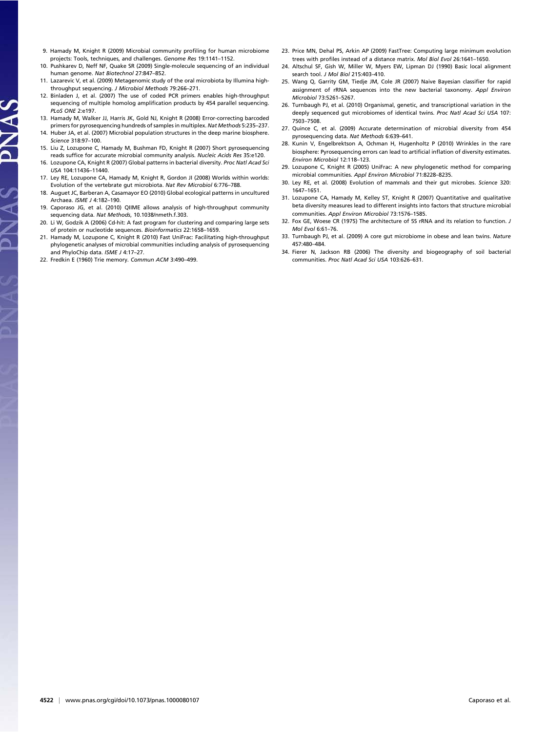9. Hamady M, Knight R (2009) Microbial community profiling for human microbiome projects: Tools, techniques, and challenges. *Genome Res* 19:1141–1152.
10. Pushkarev D, Neff NF, Quake SR (2009) Single-molecule sequencing of an individual human genome. *Nat Biotechnol* 27:847–852.
11. Lazarevic V, et al. (2009) Metagenomic study of the oral microbiota by Illumina high-throughput sequencing. *J Microbiol Methods* 79:266–271.
12. Binladen J, et al. (2007) The use of coded PCR primers enables high-throughput sequencing of multiple homolog amplification products by 454 parallel sequencing. *PLoS ONE* 2:e197.
13. Hamady M, Walker JJ, Harris JK, Gold NJ, Knight R (2008) Error-correcting barcoded primers for pyrosequencing hundreds of samples in multiplex. *Nat Methods* 5:235–237.
14. Huber JA, et al. (2007) Microbial population structures in the deep marine biosphere. *Science* 318:97–100.
15. Liu Z, Lozupone C, Hamady M, Bushman FD, Knight R (2007) Short pyrosequencing reads suffice for accurate microbial community analysis. *Nucleic Acids Res* 35:e120.
16. Lozupone CA, Knight R (2007) Global patterns in bacterial diversity. *Proc Natl Acad Sci USA* 104:11436–11440.
17. Ley RE, Lozupone CA, Hamady M, Knight R, Gordon JI (2008) Worlds within worlds: Evolution of the vertebrate gut microbiota. *Nat Rev Microbiol* 6:776–788.
18. Auguet JC, Barberan A, Casamayor EO (2010) Global ecological patterns in uncultured Archaea. *ISME J* 4:182–190.
19. Caporaso JG, et al. (2010) QIIME allows analysis of high-throughput community sequencing data. *Nat Methods*, 10.1038/nmeth.f.303.
20. Li W, Godzik A (2006) Cd-hit: A fast program for clustering and comparing large sets of protein or nucleotide sequences. *Bioinformatics* 22:1658–1659.
21. Hamady M, Lozupone C, Knight R (2010) Fast UniFrac: Facilitating high-throughput phylogenetic analyses of microbial communities including analysis of pyrosequencing and PhyloChip data. *ISME J* 4:17–27.
22. Fredkin E (1960) Trie memory. *Commun ACM* 3:490–499.
23. Price MN, Dehal PS, Arkin AP (2009) FastTree: Computing large minimum evolution trees with profiles instead of a distance matrix. *Mol Biol Evol* 26:1641–1650.
24. Altschul SF, Gish W, Miller W, Myers EW, Lipman DJ (1990) Basic local alignment search tool. *J Mol Biol* 215:403–410.
25. Wang Q, Garrity GM, Tiedje JM, Cole JR (2007) Naive Bayesian classifier for rapid assignment of rRNA sequences into the new bacterial taxonomy. *Appl Environ Microbiol* 73:5261–5267.
26. Turnbaugh PJ, et al. (2010) Organismal, genetic, and transcriptional variation in the deeply sequenced gut microbiomes of identical twins. *Proc Natl Acad Sci USA* 107: 7503–7508.
27. Quince C, et al. (2009) Accurate determination of microbial diversity from 454 pyrosequencing data. *Nat Methods* 6:639–641.
28. Kunin V, Engelbrektson A, Ochman H, Hugenholtz P (2010) Wrinkles in the rare biosphere: Pyrosequencing errors can lead to artificial inflation of diversity estimates. *Environ Microbiol* 12:118–123.
29. Lozupone C, Knight R (2005) UniFrac: A new phylogenetic method for comparing microbial communities. *Appl Environ Microbiol* 71:8228–8235.
30. Ley RE, et al. (2008) Evolution of mammals and their gut microbes. *Science* 320: 1647–1651.
31. Lozupone CA, Hamady M, Kelley ST, Knight R (2007) Quantitative and qualitative beta diversity measures lead to different insights into factors that structure microbial communities. *Appl Environ Microbiol* 73:1576–1585.
32. Fox GE, Woese CR (1975) The architecture of 5S rRNA and its relation to function. *J Mol Evol* 6:61–76.
33. Turnbaugh PJ, et al. (2009) A core gut microbiome in obese and lean twins. *Nature* 457:480–484.
34. Fierer N, Jackson RB (2006) The diversity and biogeography of soil bacterial communities. *Proc Natl Acad Sci USA* 103:626–631.